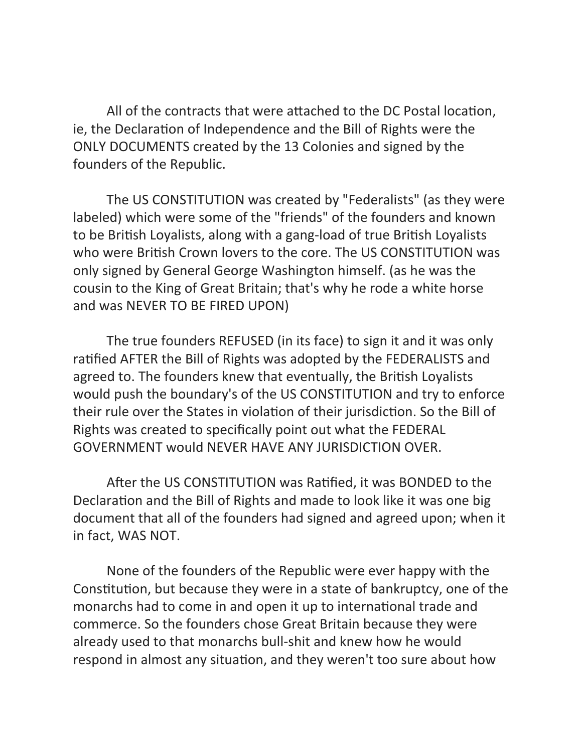All of the contracts that were attached to the DC Postal location, ie, the Declaration of Independence and the Bill of Rights were the ONLY DOCUMENTS created by the 13 Colonies and signed by the founders of the Republic.

The US CONSTITUTION was created by "Federalists" (as they were labeled) which were some of the "friends" of the founders and known to be British Loyalists, along with a gang-load of true British Loyalists who were British Crown lovers to the core. The US CONSTITUTION was only signed by General George Washington himself. (as he was the cousin to the King of Great Britain; that's why he rode a white horse and was NEVER TO BE FIRED UPON)

The true founders REFUSED (in its face) to sign it and it was only ratified AFTER the Bill of Rights was adopted by the FEDERALISTS and agreed to. The founders knew that eventually, the British Loyalists would push the boundary's of the US CONSTITUTION and try to enforce their rule over the States in violation of their jurisdiction. So the Bill of Rights was created to specifically point out what the FEDERAL GOVERNMENT would NEVER HAVE ANY JURISDICTION OVER.

After the US CONSTITUTION was Ratified, it was BONDED to the Declaration and the Bill of Rights and made to look like it was one big document that all of the founders had signed and agreed upon; when it in fact, WAS NOT.

None of the founders of the Republic were ever happy with the Constitution, but because they were in a state of bankruptcy, one of the monarchs had to come in and open it up to international trade and commerce. So the founders chose Great Britain because they were already used to that monarchs bull-shit and knew how he would respond in almost any situation, and they weren't too sure about how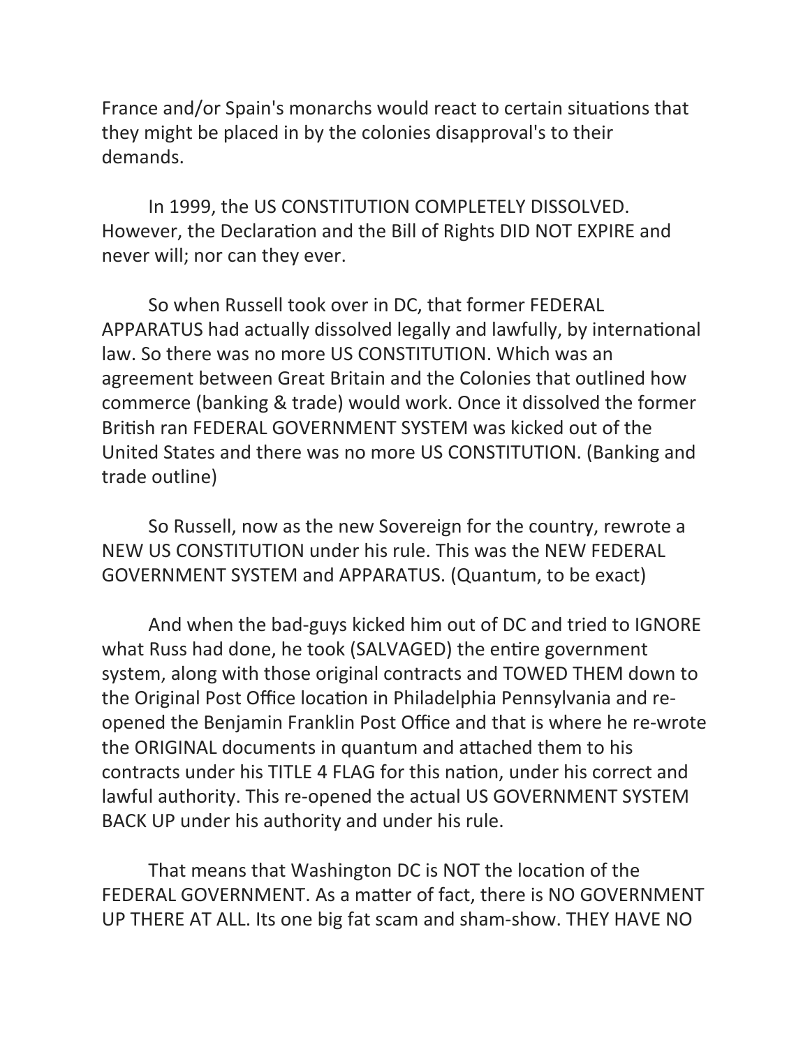France and/or Spain's monarchs would react to certain situations that they might be placed in by the colonies disapproval's to their demands.

In 1999, the US CONSTITUTION COMPLETELY DISSOLVED. However, the Declaration and the Bill of Rights DID NOT EXPIRE and never will; nor can they ever.

So when Russell took over in DC, that former FEDERAL APPARATUS had actually dissolved legally and lawfully, by international law. So there was no more US CONSTITUTION. Which was an agreement between Great Britain and the Colonies that outlined how commerce (banking & trade) would work. Once it dissolved the former British ran FEDERAL GOVERNMENT SYSTEM was kicked out of the United States and there was no more US CONSTITUTION. (Banking and trade outline)

So Russell, now as the new Sovereign for the country, rewrote a NEW US CONSTITUTION under his rule. This was the NEW FEDERAL GOVERNMENT SYSTEM and APPARATUS. (Quantum, to be exact)

And when the bad-guys kicked him out of DC and tried to IGNORE what Russ had done, he took (SALVAGED) the entire government system, along with those original contracts and TOWED THEM down to the Original Post Office location in Philadelphia Pennsylvania and re-opened the Benjamin Franklin Post Office and that is where he re-wrote the ORIGINAL documents in quantum and attached them to his contracts under his TITLE 4 FLAG for this nation, under his correct and lawful authority. This re-opened the actual US GOVERNMENT SYSTEM BACK UP under his authority and under his rule.

That means that Washington DC is NOT the location of the FEDERAL GOVERNMENT. As a matter of fact, there is NO GOVERNMENT UP THERE AT ALL. Its one big fat scam and sham-show. THEY HAVE NO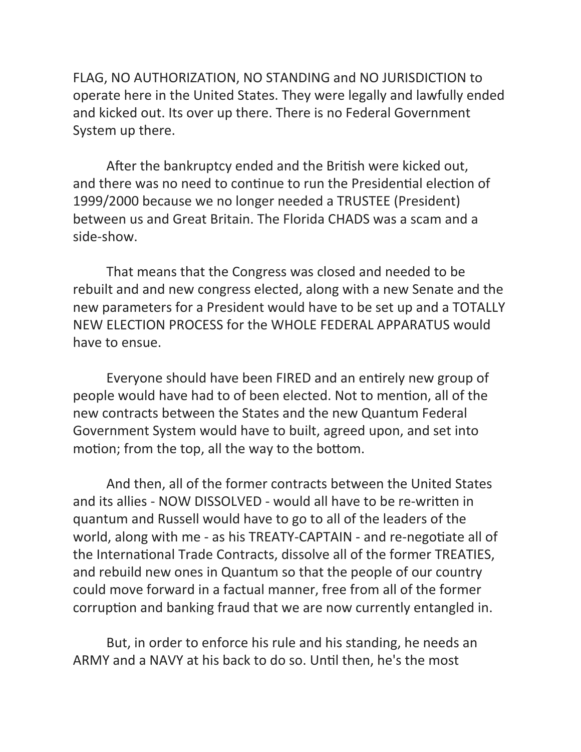FLAG, NO AUTHORIZATION, NO STANDING and NO JURISDICTION to operate here in the United States. They were legally and lawfully ended and kicked out. Its over up there. There is no Federal Government System up there.

After the bankruptcy ended and the British were kicked out, and there was no need to continue to run the Presidential election of 1999/2000 because we no longer needed a TRUSTEE (President) between us and Great Britain. The Florida CHADS was a scam and a side-show.

That means that the Congress was closed and needed to be rebuilt and and new congress elected, along with a new Senate and the new parameters for a President would have to be set up and a TOTALLY NEW ELECTION PROCESS for the WHOLE FEDERAL APPARATUS would have to ensue.

Everyone should have been FIRED and an entirely new group of people would have had to of been elected. Not to mention, all of the new contracts between the States and the new Quantum Federal Government System would have to built, agreed upon, and set into motion; from the top, all the way to the bottom.

And then, all of the former contracts between the United States and its allies - NOW DISSOLVED - would all have to be re-written in quantum and Russell would have to go to all of the leaders of the world, along with me - as his TREATY-CAPTAIN - and re-negotiate all of the International Trade Contracts, dissolve all of the former TREATIES, and rebuild new ones in Quantum so that the people of our country could move forward in a factual manner, free from all of the former corruption and banking fraud that we are now currently entangled in.

But, in order to enforce his rule and his standing, he needs an ARMY and a NAVY at his back to do so. Until then, he's the most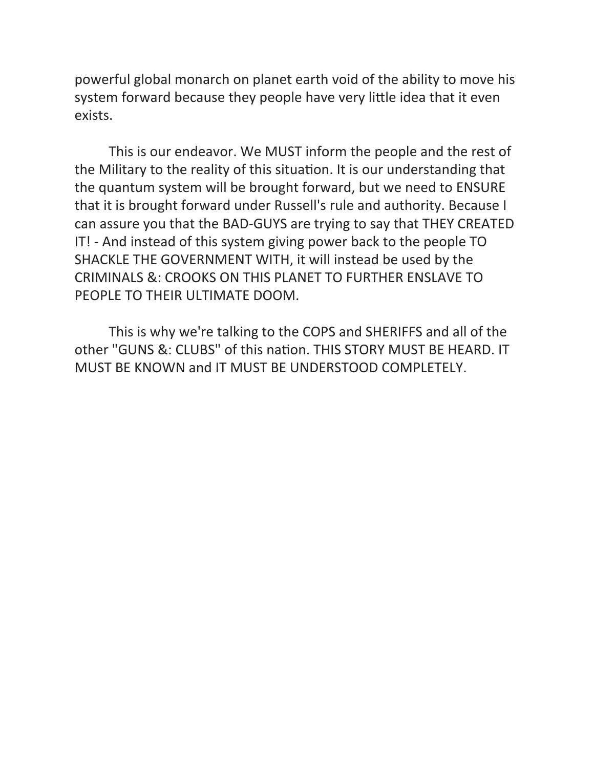powerful global monarch on planet earth void of the ability to move his system forward because they people have very little idea that it even exists.

This is our endeavor. We MUST inform the people and the rest of the Military to the reality of this situation. It is our understanding that the quantum system will be brought forward, but we need to ENSURE that it is brought forward under Russell's rule and authority. Because I can assure you that the BAD-GUYS are trying to say that THEY CREATED IT! - And instead of this system giving power back to the people TO SHACKLE THE GOVERNMENT WITH, it will instead be used by the CRIMINALS &: CROOKS ON THIS PLANET TO FURTHER ENSLAVE TO PEOPLE TO THEIR ULTIMATE DOOM.

This is why we're talking to the COPS and SHERIFFS and all of the other "GUNS &: CLUBS" of this nation. THIS STORY MUST BE HEARD. IT MUST BE KNOWN and IT MUST BE UNDERSTOOD COMPLETELY.